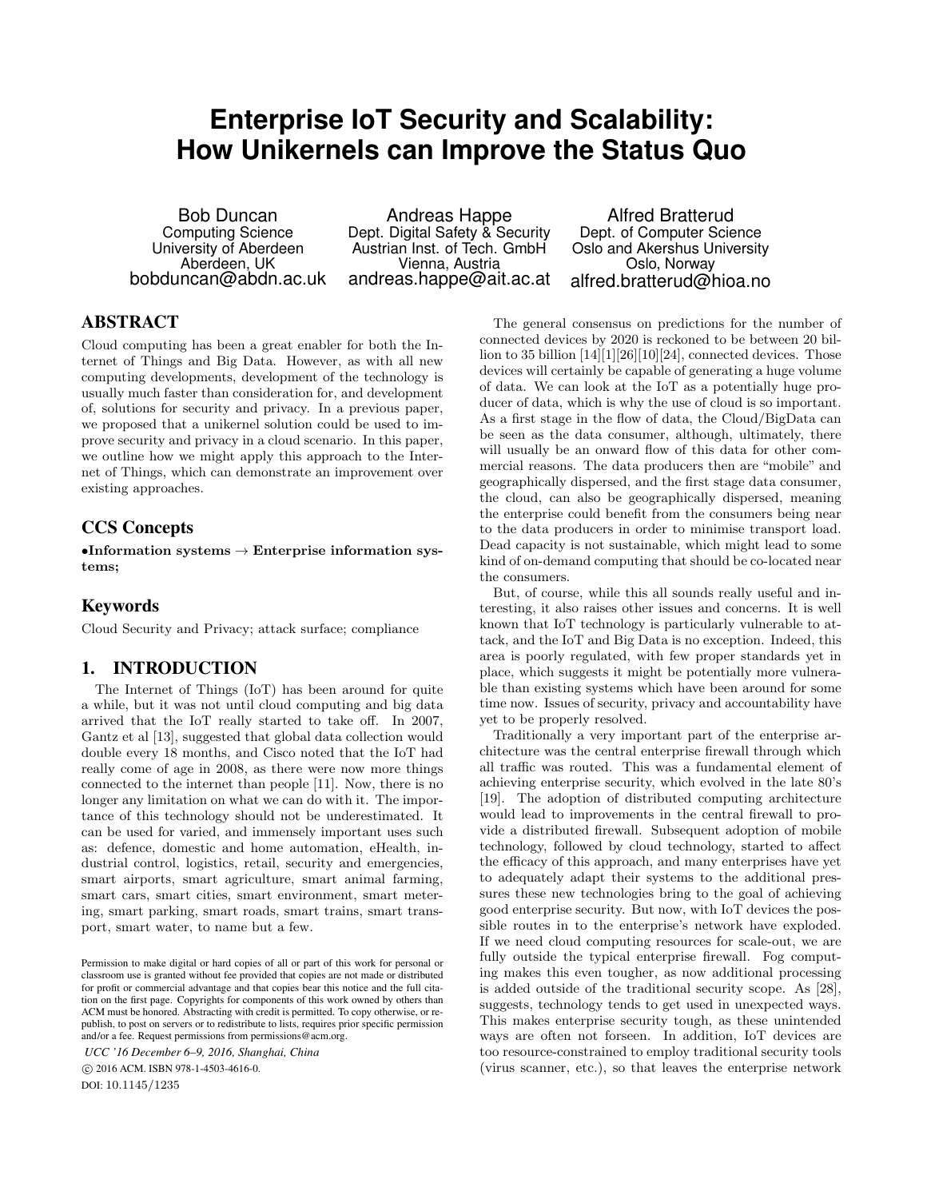# Enterprise IoT Security and Scalability: How Unikernels can Improve the Status Quo

Bob Duncan
Computing Science
University of Aberdeen
Aberdeen, UK
bobduncan@abdn.ac.uk

Andreas Happe
Dept. Digital Safety & Security
Austrian Inst. of Tech. GmbH
Vienna, Austria
andreas.happe@ait.ac.at

Alfred Bratterud
Dept. of Computer Science
Oslo and Akershus University
Oslo, Norway
alfred.bratterud@hioa.no

## ABSTRACT

Cloud computing has been a great enabler for both the Internet of Things and Big Data. However, as with all new computing developments, development of the technology is usually much faster than consideration for, and development of, solutions for security and privacy. In a previous paper, we proposed that a unikernel solution could be used to improve security and privacy in a cloud scenario. In this paper, we outline how we might apply this approach to the Internet of Things, which can demonstrate an improvement over existing approaches.

## CCS Concepts

•**Information systems** → **Enterprise information systems;**

## Keywords

Cloud Security and Privacy; attack surface; compliance

## 1. INTRODUCTION

The Internet of Things (IoT) has been around for quite a while, but it was not until cloud computing and big data arrived that the IoT really started to take off. In 2007, Gantz et al [13], suggested that global data collection would double every 18 months, and Cisco noted that the IoT had really come of age in 2008, as there were now more things connected to the internet than people [11]. Now, there is no longer any limitation on what we can do with it. The importance of this technology should not be underestimated. It can be used for varied, and immensely important uses such as: defence, domestic and home automation, eHealth, industrial control, logistics, retail, security and emergencies, smart airports, smart agriculture, smart animal farming, smart cars, smart cities, smart environment, smart metering, smart parking, smart roads, smart trains, smart transport, smart water, to name but a few.

The general consensus on predictions for the number of connected devices by 2020 is reckoned to be between 20 billion to 35 billion [14][1][26][10][24], connected devices. Those devices will certainly be capable of generating a huge volume of data. We can look at the IoT as a potentially huge producer of data, which is why the use of cloud is so important. As a first stage in the flow of data, the Cloud/BigData can be seen as the data consumer, although, ultimately, there will usually be an onward flow of this data for other commercial reasons. The data producers then are "mobile" and geographically dispersed, and the first stage data consumer, the cloud, can also be geographically dispersed, meaning the enterprise could benefit from the consumers being near to the data producers in order to minimise transport load. Dead capacity is not sustainable, which might lead to some kind of on-demand computing that should be co-located near the consumers.

But, of course, while this all sounds really useful and interesting, it also raises other issues and concerns. It is well known that IoT technology is particularly vulnerable to attack, and the IoT and Big Data is no exception. Indeed, this area is poorly regulated, with few proper standards yet in place, which suggests it might be potentially more vulnerable than existing systems which have been around for some time now. Issues of security, privacy and accountability have yet to be properly resolved.

Traditionally a very important part of the enterprise architecture was the central enterprise firewall through which all traffic was routed. This was a fundamental element of achieving enterprise security, which evolved in the late 80's [19]. The adoption of distributed computing architecture would lead to improvements in the central firewall to provide a distributed firewall. Subsequent adoption of mobile technology, followed by cloud technology, started to affect the efficacy of this approach, and many enterprises have yet to adequately adapt their systems to the additional pressures these new technologies bring to the goal of achieving good enterprise security. But now, with IoT devices the possible routes in to the enterprise's network have exploded. If we need cloud computing resources for scale-out, we are fully outside the typical enterprise firewall. Fog computing makes this even tougher, as now additional processing is added outside of the traditional security scope. As [28], suggests, technology tends to get used in unexpected ways. This makes enterprise security tough, as these unintended ways are often not forseen. In addition, IoT devices are too resource-constrained to employ traditional security tools (virus scanner, etc.), so that leaves the enterprise network

Permission to make digital or hard copies of all or part of this work for personal or classroom use is granted without fee provided that copies are not made or distributed for profit or commercial advantage and that copies bear this notice and the full citation on the first page. Copyrights for components of this work owned by others than ACM must be honored. Abstracting with credit is permitted. To copy otherwise, or republish, to post on servers or to redistribute to lists, requires prior specific permission and/or a fee. Request permissions from permissions@acm.org.

*UCC '16 December 6–9, 2016, Shanghai, China*
© 2016 ACM. ISBN 978-1-4503-4616-0.
DOI: 10.1145/1235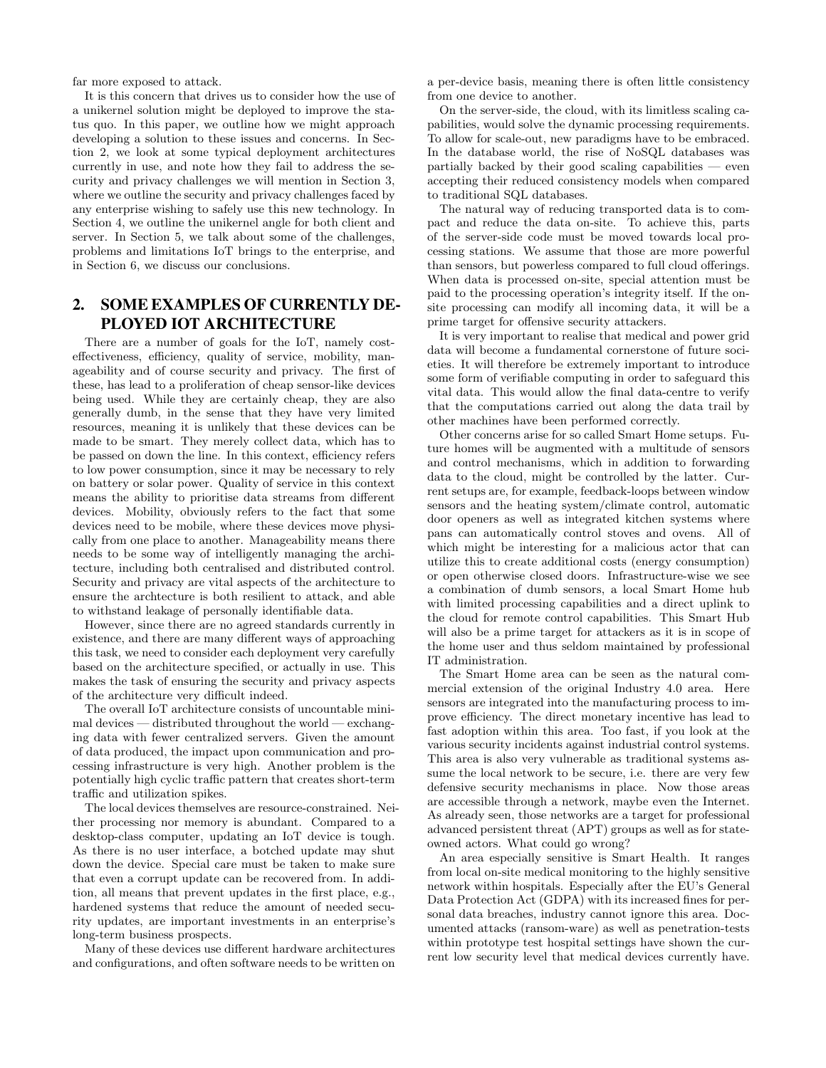far more exposed to attack.

It is this concern that drives us to consider how the use of a unikernel solution might be deployed to improve the status quo. In this paper, we outline how we might approach developing a solution to these issues and concerns. In Section 2, we look at some typical deployment architectures currently in use, and note how they fail to address the security and privacy challenges we will mention in Section 3, where we outline the security and privacy challenges faced by any enterprise wishing to safely use this new technology. In Section 4, we outline the unikernel angle for both client and server. In Section 5, we talk about some of the challenges, problems and limitations IoT brings to the enterprise, and in Section 6, we discuss our conclusions.

## 2. SOME EXAMPLES OF CURRENTLY DEPLOYED IOT ARCHITECTURE

There are a number of goals for the IoT, namely cost-effectiveness, efficiency, quality of service, mobility, manageability and of course security and privacy. The first of these, has lead to a proliferation of cheap sensor-like devices being used. While they are certainly cheap, they are also generally dumb, in the sense that they have very limited resources, meaning it is unlikely that these devices can be made to be smart. They merely collect data, which has to be passed on down the line. In this context, efficiency refers to low power consumption, since it may be necessary to rely on battery or solar power. Quality of service in this context means the ability to prioritise data streams from different devices. Mobility, obviously refers to the fact that some devices need to be mobile, where these devices move physically from one place to another. Manageability means there needs to be some way of intelligently managing the architecture, including both centralised and distributed control. Security and privacy are vital aspects of the architecture to ensure the archtecture is both resilient to attack, and able to withstand leakage of personally identifiable data.

However, since there are no agreed standards currently in existence, and there are many different ways of approaching this task, we need to consider each deployment very carefully based on the architecture specified, or actually in use. This makes the task of ensuring the security and privacy aspects of the architecture very difficult indeed.

The overall IoT architecture consists of uncountable minimal devices — distributed throughout the world — exchanging data with fewer centralized servers. Given the amount of data produced, the impact upon communication and processing infrastructure is very high. Another problem is the potentially high cyclic traffic pattern that creates short-term traffic and utilization spikes.

The local devices themselves are resource-constrained. Neither processing nor memory is abundant. Compared to a desktop-class computer, updating an IoT device is tough. As there is no user interface, a botched update may shut down the device. Special care must be taken to make sure that even a corrupt update can be recovered from. In addition, all means that prevent updates in the first place, e.g., hardened systems that reduce the amount of needed security updates, are important investments in an enterprise's long-term business prospects.

Many of these devices use different hardware architectures and configurations, and often software needs to be written on a per-device basis, meaning there is often little consistency from one device to another.

On the server-side, the cloud, with its limitless scaling capabilities, would solve the dynamic processing requirements. To allow for scale-out, new paradigms have to be embraced. In the database world, the rise of NoSQL databases was partially backed by their good scaling capabilities — even accepting their reduced consistency models when compared to traditional SQL databases.

The natural way of reducing transported data is to compact and reduce the data on-site. To achieve this, parts of the server-side code must be moved towards local processing stations. We assume that those are more powerful than sensors, but powerless compared to full cloud offerings. When data is processed on-site, special attention must be paid to the processing operation's integrity itself. If the on-site processing can modify all incoming data, it will be a prime target for offensive security attackers.

It is very important to realise that medical and power grid data will become a fundamental cornerstone of future societies. It will therefore be extremely important to introduce some form of verifiable computing in order to safeguard this vital data. This would allow the final data-centre to verify that the computations carried out along the data trail by other machines have been performed correctly.

Other concerns arise for so called Smart Home setups. Future homes will be augmented with a multitude of sensors and control mechanisms, which in addition to forwarding data to the cloud, might be controlled by the latter. Current setups are, for example, feedback-loops between window sensors and the heating system/climate control, automatic door openers as well as integrated kitchen systems where pans can automatically control stoves and ovens. All of which might be interesting for a malicious actor that can utilize this to create additional costs (energy consumption) or open otherwise closed doors. Infrastructure-wise we see a combination of dumb sensors, a local Smart Home hub with limited processing capabilities and a direct uplink to the cloud for remote control capabilities. This Smart Hub will also be a prime target for attackers as it is in scope of the home user and thus seldom maintained by professional IT administration.

The Smart Home area can be seen as the natural commercial extension of the original Industry 4.0 area. Here sensors are integrated into the manufacturing process to improve efficiency. The direct monetary incentive has lead to fast adoption within this area. Too fast, if you look at the various security incidents against industrial control systems. This area is also very vulnerable as traditional systems assume the local network to be secure, i.e. there are very few defensive security mechanisms in place. Now those areas are accessible through a network, maybe even the Internet. As already seen, those networks are a target for professional advanced persistent threat (APT) groups as well as for state-owned actors. What could go wrong?

An area especially sensitive is Smart Health. It ranges from local on-site medical monitoring to the highly sensitive network within hospitals. Especially after the EU's General Data Protection Act (GDPA) with its increased fines for personal data breaches, industry cannot ignore this area. Documented attacks (ransom-ware) as well as penetration-tests within prototype test hospital settings have shown the current low security level that medical devices currently have.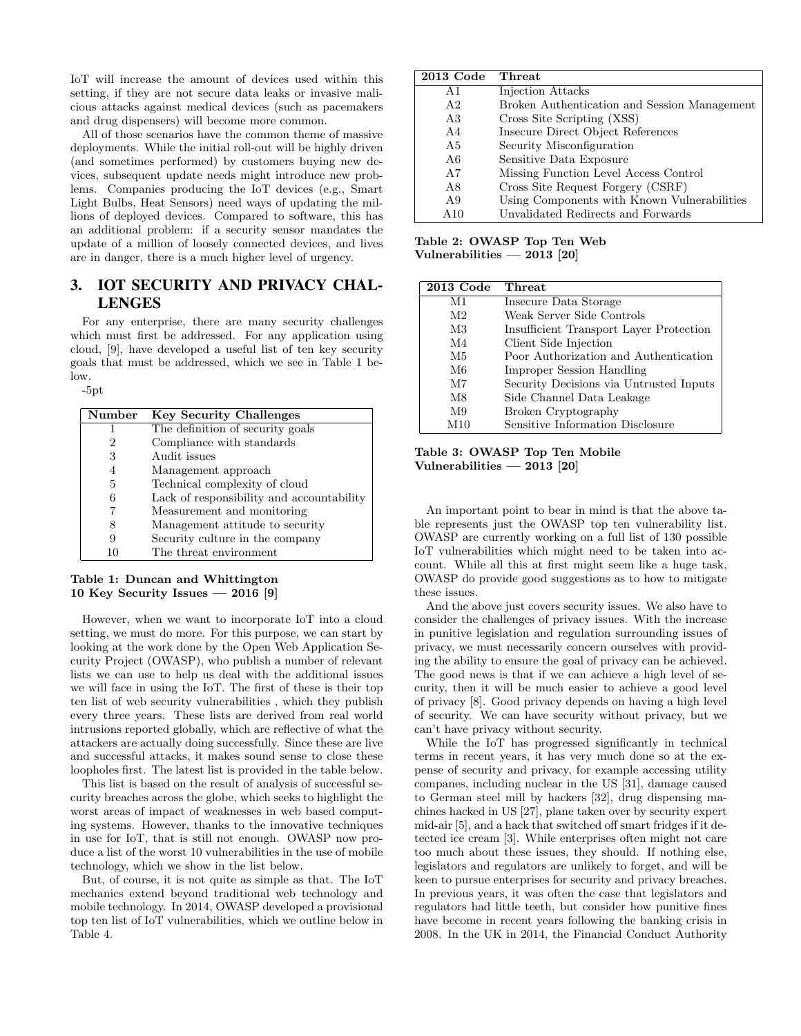IoT will increase the amount of devices used within this setting, if they are not secure data leaks or invasive malicious attacks against medical devices (such as pacemakers and drug dispensers) will become more common.

All of those scenarios have the common theme of massive deployments. While the initial roll-out will be highly driven (and sometimes performed) by customers buying new devices, subsequent update needs might introduce new problems. Companies producing the IoT devices (e.g., Smart Light Bulbs, Heat Sensors) need ways of updating the millions of deployed devices. Compared to software, this has an additional problem: if a security sensor mandates the update of a million of loosely connected devices, and lives are in danger, there is a much higher level of urgency.

## 3. IOT SECURITY AND PRIVACY CHALLENGES

For any enterprise, there are many security challenges which must first be addressed. For any application using cloud, [9], have developed a useful list of ten key security goals that must be addressed, which we see in Table 1 below.

-5pt

| Number | Key Security Challenges |
|---|---|
| 1 | The definition of security goals |
| 2 | Compliance with standards |
| 3 | Audit issues |
| 4 | Management approach |
| 5 | Technical complexity of cloud |
| 6 | Lack of responsibility and accountability |
| 7 | Measurement and monitoring |
| 8 | Management attitude to security |
| 9 | Security culture in the company |
| 10 | The threat environment |

**Table 1: Duncan and Whittington 10 Key Security Issues — 2016 [9]**

However, when we want to incorporate IoT into a cloud setting, we must do more. For this purpose, we can start by looking at the work done by the Open Web Application Security Project (OWASP), who publish a number of relevant lists we can use to help us deal with the additional issues we will face in using the IoT. The first of these is their top ten list of web security vulnerabilities , which they publish every three years. These lists are derived from real world intrusions reported globally, which are reflective of what the attackers are actually doing successfully. Since these are live and successful attacks, it makes sound sense to close these loopholes first. The latest list is provided in the table below.

This list is based on the result of analysis of successful security breaches across the globe, which seeks to highlight the worst areas of impact of weaknesses in web based computing systems. However, thanks to the innovative techniques in use for IoT, that is still not enough. OWASP now produce a list of the worst 10 vulnerabilities in the use of mobile technology, which we show in the list below.

But, of course, it is not quite as simple as that. The IoT mechanics extend beyond traditional web technology and mobile technology. In 2014, OWASP developed a provisional top ten list of IoT vulnerabilities, which we outline below in Table 4.

| 2013 Code | Threat |
|---|---|
| A1 | Injection Attacks |
| A2 | Broken Authentication and Session Management |
| A3 | Cross Site Scripting (XSS) |
| A4 | Insecure Direct Object References |
| A5 | Security Misconfiguration |
| A6 | Sensitive Data Exposure |
| A7 | Missing Function Level Access Control |
| A8 | Cross Site Request Forgery (CSRF) |
| A9 | Using Components with Known Vulnerabilities |
| A10 | Unvalidated Redirects and Forwards |

**Table 2: OWASP Top Ten Web Vulnerabilities — 2013 [20]**

| 2013 Code | Threat |
|---|---|
| M1 | Insecure Data Storage |
| M2 | Weak Server Side Controls |
| M3 | Insufficient Transport Layer Protection |
| M4 | Client Side Injection |
| M5 | Poor Authorization and Authentication |
| M6 | Improper Session Handling |
| M7 | Security Decisions via Untrusted Inputs |
| M8 | Side Channel Data Leakage |
| M9 | Broken Cryptography |
| M10 | Sensitive Information Disclosure |

**Table 3: OWASP Top Ten Mobile Vulnerabilities — 2013 [20]**

An important point to bear in mind is that the above table represents just the OWASP top ten vulnerability list. OWASP are currently working on a full list of 130 possible IoT vulnerabilities which might need to be taken into account. While all this at first might seem like a huge task, OWASP do provide good suggestions as to how to mitigate these issues.

And the above just covers security issues. We also have to consider the challenges of privacy issues. With the increase in punitive legislation and regulation surrounding issues of privacy, we must necessarily concern ourselves with providing the ability to ensure the goal of privacy can be achieved. The good news is that if we can achieve a high level of security, then it will be much easier to achieve a good level of privacy [8]. Good privacy depends on having a high level of security. We can have security without privacy, but we can't have privacy without security.

While the IoT has progressed significantly in technical terms in recent years, it has very much done so at the expense of security and privacy, for example accessing utility companes, including nuclear in the US [31], damage caused to German steel mill by hackers [32], drug dispensing machines hacked in US [27], plane taken over by security expert mid-air [5], and a hack that switched off smart fridges if it detected ice cream [3]. While enterprises often might not care too much about these issues, they should. If nothing else, legislators and regulators are unlikely to forget, and will be keen to pursue enterprises for security and privacy breaches. In previous years, it was often the case that legislators and regulators had little teeth, but consider how punitive fines have become in recent years following the banking crisis in 2008. In the UK in 2014, the Financial Conduct Authority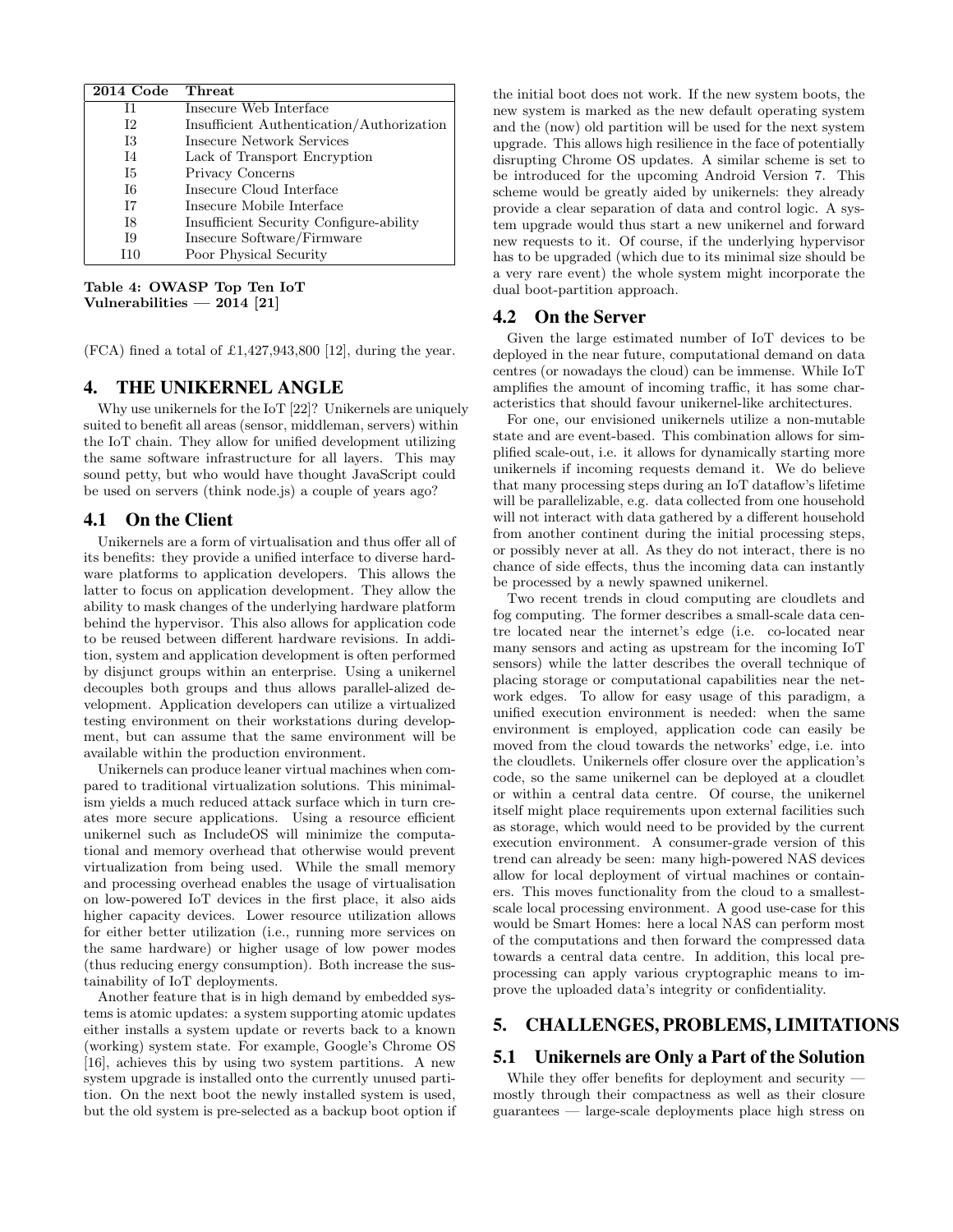| 2014 Code | Threat |
|---|---|
| I1 | Insecure Web Interface |
| I2 | Insufficient Authentication/Authorization |
| I3 | Insecure Network Services |
| I4 | Lack of Transport Encryption |
| I5 | Privacy Concerns |
| I6 | Insecure Cloud Interface |
| I7 | Insecure Mobile Interface |
| I8 | Insufficient Security Configure-ability |
| I9 | Insecure Software/Firmware |
| I10 | Poor Physical Security |

**Table 4: OWASP Top Ten IoT Vulnerabilities — 2014 [21]**

(FCA) fined a total of £1,427,943,800 [12], during the year.

## 4. THE UNIKERNEL ANGLE

Why use unikernels for the IoT [22]? Unikernels are uniquely suited to benefit all areas (sensor, middleman, servers) within the IoT chain. They allow for unified development utilizing the same software infrastructure for all layers. This may sound petty, but who would have thought JavaScript could be used on servers (think node.js) a couple of years ago?

### 4.1 On the Client

Unikernels are a form of virtualisation and thus offer all of its benefits: they provide a unified interface to diverse hardware platforms to application developers. This allows the latter to focus on application development. They allow the ability to mask changes of the underlying hardware platform behind the hypervisor. This also allows for application code to be reused between different hardware revisions. In addition, system and application development is often performed by disjunct groups within an enterprise. Using a unikernel decouples both groups and thus allows parallel-alized development. Application developers can utilize a virtualized testing environment on their workstations during development, but can assume that the same environment will be available within the production environment.

Unikernels can produce leaner virtual machines when compared to traditional virtualization solutions. This minimalism yields a much reduced attack surface which in turn creates more secure applications. Using a resource efficient unikernel such as IncludeOS will minimize the computational and memory overhead that otherwise would prevent virtualization from being used. While the small memory and processing overhead enables the usage of virtualisation on low-powered IoT devices in the first place, it also aids higher capacity devices. Lower resource utilization allows for either better utilization (i.e., running more services on the same hardware) or higher usage of low power modes (thus reducing energy consumption). Both increase the sustainability of IoT deployments.

Another feature that is in high demand by embedded systems is atomic updates: a system supporting atomic updates either installs a system update or reverts back to a known (working) system state. For example, Google's Chrome OS [16], achieves this by using two system partitions. A new system upgrade is installed onto the currently unused partition. On the next boot the newly installed system is used, but the old system is pre-selected as a backup boot option if the initial boot does not work. If the new system boots, the new system is marked as the new default operating system and the (now) old partition will be used for the next system upgrade. This allows high resilience in the face of potentially disrupting Chrome OS updates. A similar scheme is set to be introduced for the upcoming Android Version 7. This scheme would be greatly aided by unikernels: they already provide a clear separation of data and control logic. A system upgrade would thus start a new unikernel and forward new requests to it. Of course, if the underlying hypervisor has to be upgraded (which due to its minimal size should be a very rare event) the whole system might incorporate the dual boot-partition approach.

### 4.2 On the Server

Given the large estimated number of IoT devices to be deployed in the near future, computational demand on data centres (or nowadays the cloud) can be immense. While IoT amplifies the amount of incoming traffic, it has some characteristics that should favour unikernel-like architectures.

For one, our envisioned unikernels utilize a non-mutable state and are event-based. This combination allows for simplified scale-out, i.e. it allows for dynamically starting more unikernels if incoming requests demand it. We do believe that many processing steps during an IoT dataflow's lifetime will be parallelizable, e.g. data collected from one household will not interact with data gathered by a different household from another continent during the initial processing steps, or possibly never at all. As they do not interact, there is no chance of side effects, thus the incoming data can instantly be processed by a newly spawned unikernel.

Two recent trends in cloud computing are cloudlets and fog computing. The former describes a small-scale data centre located near the internet's edge (i.e. co-located near many sensors and acting as upstream for the incoming IoT sensors) while the latter describes the overall technique of placing storage or computational capabilities near the network edges. To allow for easy usage of this paradigm, a unified execution environment is needed: when the same environment is employed, application code can easily be moved from the cloud towards the networks' edge, i.e. into the cloudlets. Unikernels offer closure over the application's code, so the same unikernel can be deployed at a cloudlet or within a central data centre. Of course, the unikernel itself might place requirements upon external facilities such as storage, which would need to be provided by the current execution environment. A consumer-grade version of this trend can already be seen: many high-powered NAS devices allow for local deployment of virtual machines or containers. This moves functionality from the cloud to a smallest-scale local processing environment. A good use-case for this would be Smart Homes: here a local NAS can perform most of the computations and then forward the compressed data towards a central data centre. In addition, this local preprocessing can apply various cryptographic means to improve the uploaded data's integrity or confidentiality.

## 5. CHALLENGES, PROBLEMS, LIMITATIONS

### 5.1 Unikernels are Only a Part of the Solution

While they offer benefits for deployment and security — mostly through their compactness as well as their closure guarantees — large-scale deployments place high stress on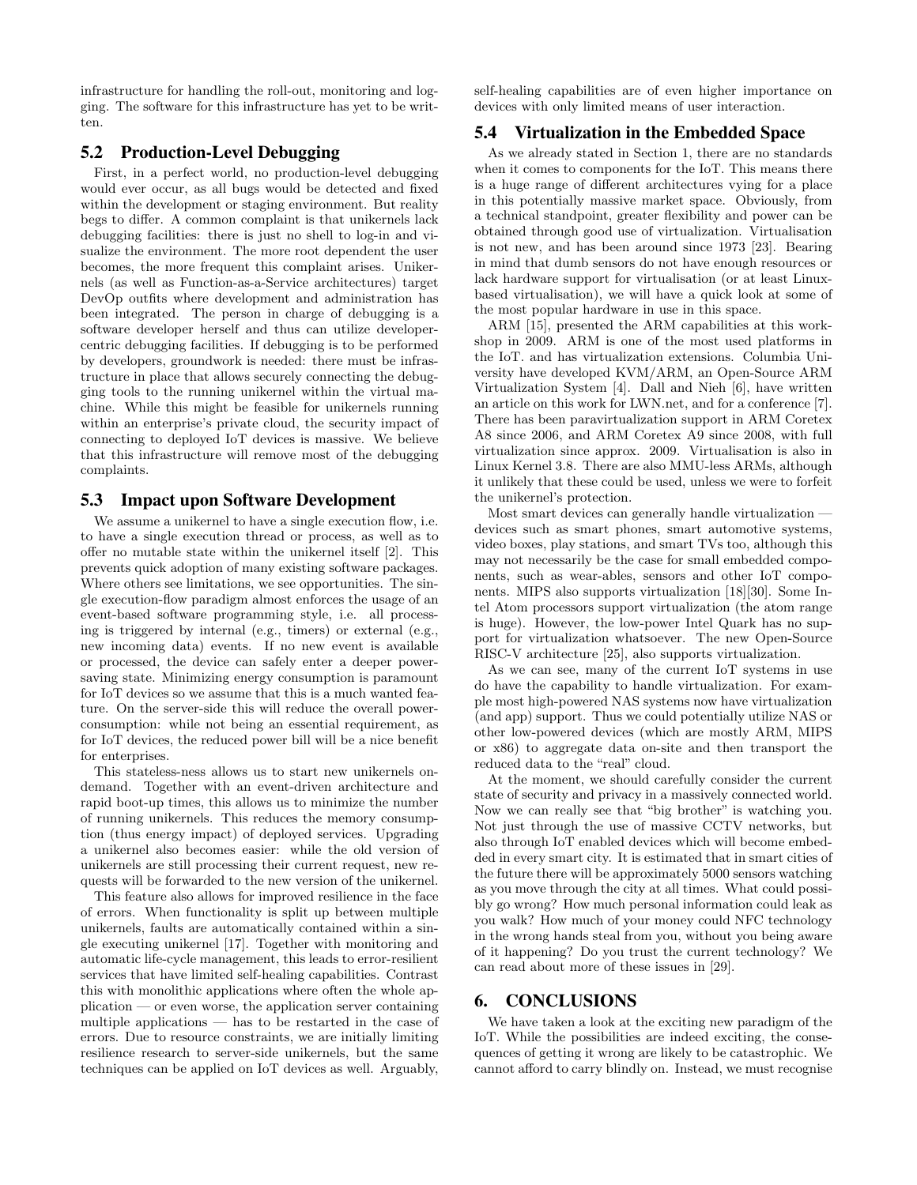infrastructure for handling the roll-out, monitoring and logging. The software for this infrastructure has yet to be written.

## 5.2 Production-Level Debugging

First, in a perfect world, no production-level debugging would ever occur, as all bugs would be detected and fixed within the development or staging environment. But reality begs to differ. A common complaint is that unikernels lack debugging facilities: there is just no shell to log-in and visualize the environment. The more root dependent the user becomes, the more frequent this complaint arises. Unikernels (as well as Function-as-a-Service architectures) target DevOp outfits where development and administration has been integrated. The person in charge of debugging is a software developer herself and thus can utilize developer-centric debugging facilities. If debugging is to be performed by developers, groundwork is needed: there must be infrastructure in place that allows securely connecting the debugging tools to the running unikernel within the virtual machine. While this might be feasible for unikernels running within an enterprise's private cloud, the security impact of connecting to deployed IoT devices is massive. We believe that this infrastructure will remove most of the debugging complaints.

## 5.3 Impact upon Software Development

We assume a unikernel to have a single execution flow, i.e. to have a single execution thread or process, as well as to offer no mutable state within the unikernel itself [2]. This prevents quick adoption of many existing software packages. Where others see limitations, we see opportunities. The single execution-flow paradigm almost enforces the usage of an event-based software programming style, i.e. all processing is triggered by internal (e.g., timers) or external (e.g., new incoming data) events. If no new event is available or processed, the device can safely enter a deeper power-saving state. Minimizing energy consumption is paramount for IoT devices so we assume that this is a much wanted feature. On the server-side this will reduce the overall power-consumption: while not being an essential requirement, as for IoT devices, the reduced power bill will be a nice benefit for enterprises.

This stateless-ness allows us to start new unikernels on-demand. Together with an event-driven architecture and rapid boot-up times, this allows us to minimize the number of running unikernels. This reduces the memory consumption (thus energy impact) of deployed services. Upgrading a unikernel also becomes easier: while the old version of unikernels are still processing their current request, new requests will be forwarded to the new version of the unikernel.

This feature also allows for improved resilience in the face of errors. When functionality is split up between multiple unikernels, faults are automatically contained within a single executing unikernel [17]. Together with monitoring and automatic life-cycle management, this leads to error-resilient services that have limited self-healing capabilities. Contrast this with monolithic applications where often the whole application — or even worse, the application server containing multiple applications — has to be restarted in the case of errors. Due to resource constraints, we are initially limiting resilience research to server-side unikernels, but the same techniques can be applied on IoT devices as well. Arguably, self-healing capabilities are of even higher importance on devices with only limited means of user interaction.

## 5.4 Virtualization in the Embedded Space

As we already stated in Section 1, there are no standards when it comes to components for the IoT. This means there is a huge range of different architectures vying for a place in this potentially massive market space. Obviously, from a technical standpoint, greater flexibility and power can be obtained through good use of virtualization. Virtualisation is not new, and has been around since 1973 [23]. Bearing in mind that dumb sensors do not have enough resources or lack hardware support for virtualisation (or at least Linux-based virtualisation), we will have a quick look at some of the most popular hardware in use in this space.

ARM [15], presented the ARM capabilities at this workshop in 2009. ARM is one of the most used platforms in the IoT. and has virtualization extensions. Columbia University have developed KVM/ARM, an Open-Source ARM Virtualization System [4]. Dall and Nieh [6], have written an article on this work for LWN.net, and for a conference [7]. There has been paravirtualization support in ARM Coretex A8 since 2006, and ARM Coretex A9 since 2008, with full virtualization since approx. 2009. Virtualisation is also in Linux Kernel 3.8. There are also MMU-less ARMs, although it unlikely that these could be used, unless we were to forfeit the unikernel's protection.

Most smart devices can generally handle virtualization — devices such as smart phones, smart automotive systems, video boxes, play stations, and smart TVs too, although this may not necessarily be the case for small embedded components, such as wear-ables, sensors and other IoT components. MIPS also supports virtualization [18][30]. Some Intel Atom processors support virtualization (the atom range is huge). However, the low-power Intel Quark has no support for virtualization whatsoever. The new Open-Source RISC-V architecture [25], also supports virtualization.

As we can see, many of the current IoT systems in use do have the capability to handle virtualization. For example most high-powered NAS systems now have virtualization (and app) support. Thus we could potentially utilize NAS or other low-powered devices (which are mostly ARM, MIPS or x86) to aggregate data on-site and then transport the reduced data to the "real" cloud.

At the moment, we should carefully consider the current state of security and privacy in a massively connected world. Now we can really see that "big brother" is watching you. Not just through the use of massive CCTV networks, but also through IoT enabled devices which will become embedded in every smart city. It is estimated that in smart cities of the future there will be approximately 5000 sensors watching as you move through the city at all times. What could possibly go wrong? How much personal information could leak as you walk? How much of your money could NFC technology in the wrong hands steal from you, without you being aware of it happening? Do you trust the current technology? We can read about more of these issues in [29].

# 6. CONCLUSIONS

We have taken a look at the exciting new paradigm of the IoT. While the possibilities are indeed exciting, the consequences of getting it wrong are likely to be catastrophic. We cannot afford to carry blindly on. Instead, we must recognise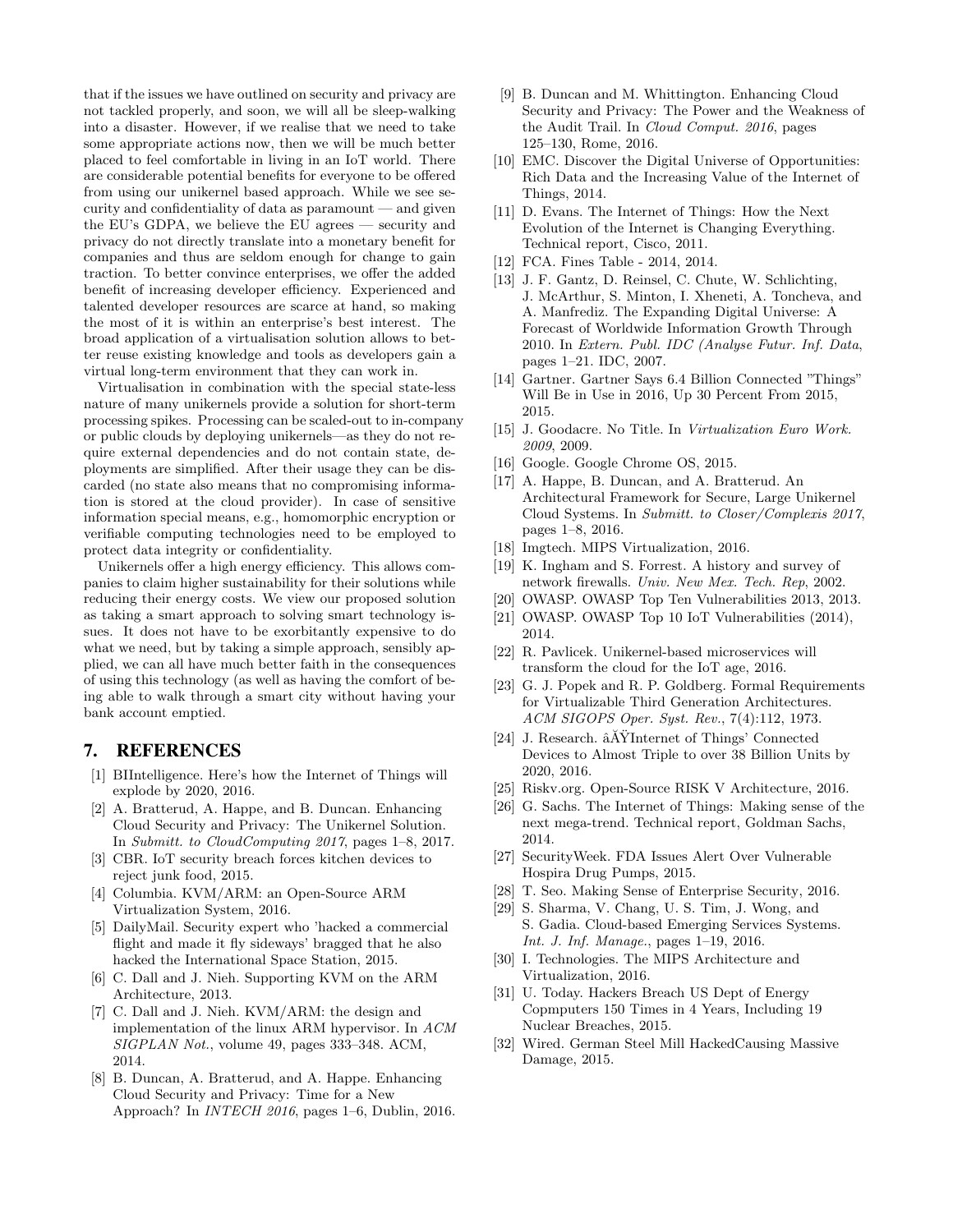that if the issues we have outlined on security and privacy are not tackled properly, and soon, we will all be sleep-walking into a disaster. However, if we realise that we need to take some appropriate actions now, then we will be much better placed to feel comfortable in living in an IoT world. There are considerable potential benefits for everyone to be offered from using our unikernel based approach. While we see security and confidentiality of data as paramount — and given the EU's GDPA, we believe the EU agrees — security and privacy do not directly translate into a monetary benefit for companies and thus are seldom enough for change to gain traction. To better convince enterprises, we offer the added benefit of increasing developer efficiency. Experienced and talented developer resources are scarce at hand, so making the most of it is within an enterprise's best interest. The broad application of a virtualisation solution allows to better reuse existing knowledge and tools as developers gain a virtual long-term environment that they can work in.

Virtualisation in combination with the special state-less nature of many unikernels provide a solution for short-term processing spikes. Processing can be scaled-out to in-company or public clouds by deploying unikernels—as they do not require external dependencies and do not contain state, deployments are simplified. After their usage they can be discarded (no state also means that no compromising information is stored at the cloud provider). In case of sensitive information special means, e.g., homomorphic encryption or verifiable computing technologies need to be employed to protect data integrity or confidentiality.

Unikernels offer a high energy efficiency. This allows companies to claim higher sustainability for their solutions while reducing their energy costs. We view our proposed solution as taking a smart approach to solving smart technology issues. It does not have to be exorbitantly expensive to do what we need, but by taking a simple approach, sensibly applied, we can all have much better faith in the consequences of using this technology (as well as having the comfort of being able to walk through a smart city without having your bank account emptied.

## 7. REFERENCES

[1] BIIntelligence. Here's how the Internet of Things will explode by 2020, 2016.

[2] A. Bratterud, A. Happe, and B. Duncan. Enhancing Cloud Security and Privacy: The Unikernel Solution. In *Submitt. to CloudComputing 2017*, pages 1–8, 2017.

[3] CBR. IoT security breach forces kitchen devices to reject junk food, 2015.

[4] Columbia. KVM/ARM: an Open-Source ARM Virtualization System, 2016.

[5] DailyMail. Security expert who 'hacked a commercial flight and made it fly sideways' bragged that he also hacked the International Space Station, 2015.

[6] C. Dall and J. Nieh. Supporting KVM on the ARM Architecture, 2013.

[7] C. Dall and J. Nieh. KVM/ARM: the design and implementation of the linux ARM hypervisor. In *ACM SIGPLAN Not.*, volume 49, pages 333–348. ACM, 2014.

[8] B. Duncan, A. Bratterud, and A. Happe. Enhancing Cloud Security and Privacy: Time for a New Approach? In *INTECH 2016*, pages 1–6, Dublin, 2016.

[9] B. Duncan and M. Whittington. Enhancing Cloud Security and Privacy: The Power and the Weakness of the Audit Trail. In *Cloud Comput. 2016*, pages 125–130, Rome, 2016.

[10] EMC. Discover the Digital Universe of Opportunities: Rich Data and the Increasing Value of the Internet of Things, 2014.

[11] D. Evans. The Internet of Things: How the Next Evolution of the Internet is Changing Everything. Technical report, Cisco, 2011.

[12] FCA. Fines Table - 2014, 2014.

[13] J. F. Gantz, D. Reinsel, C. Chute, W. Schlichting, J. McArthur, S. Minton, I. Xheneti, A. Toncheva, and A. Manfrediz. The Expanding Digital Universe: A Forecast of Worldwide Information Growth Through 2010. In *Extern. Publ. IDC (Analyse Futur. Inf. Data*, pages 1–21. IDC, 2007.

[14] Gartner. Gartner Says 6.4 Billion Connected "Things" Will Be in Use in 2016, Up 30 Percent From 2015, 2015.

[15] J. Goodacre. No Title. In *Virtualization Euro Work. 2009*, 2009.

[16] Google. Google Chrome OS, 2015.

[17] A. Happe, B. Duncan, and A. Bratterud. An Architectural Framework for Secure, Large Unikernel Cloud Systems. In *Submitt. to Closer/Complexis 2017*, pages 1–8, 2016.

[18] Imgtech. MIPS Virtualization, 2016.

[19] K. Ingham and S. Forrest. A history and survey of network firewalls. *Univ. New Mex. Tech. Rep*, 2002.

[20] OWASP. OWASP Top Ten Vulnerabilities 2013, 2013.

[21] OWASP. OWASP Top 10 IoT Vulnerabilities (2014), 2014.

[22] R. Pavlicek. Unikernel-based microservices will transform the cloud for the IoT age, 2016.

[23] G. J. Popek and R. P. Goldberg. Formal Requirements for Virtualizable Third Generation Architectures. *ACM SIGOPS Oper. Syst. Rev.*, 7(4):112, 1973.

[24] J. Research. âĂŸInternet of Things' Connected Devices to Almost Triple to over 38 Billion Units by 2020, 2016.

[25] Riskv.org. Open-Source RISK V Architecture, 2016.

[26] G. Sachs. The Internet of Things: Making sense of the next mega-trend. Technical report, Goldman Sachs, 2014.

[27] SecurityWeek. FDA Issues Alert Over Vulnerable Hospira Drug Pumps, 2015.

[28] T. Seo. Making Sense of Enterprise Security, 2016.

[29] S. Sharma, V. Chang, U. S. Tim, J. Wong, and S. Gadia. Cloud-based Emerging Services Systems. *Int. J. Inf. Manage.*, pages 1–19, 2016.

[30] I. Technologies. The MIPS Architecture and Virtualization, 2016.

[31] U. Today. Hackers Breach US Dept of Energy Copmputers 150 Times in 4 Years, Including 19 Nuclear Breaches, 2015.

[32] Wired. German Steel Mill HackedCausing Massive Damage, 2015.